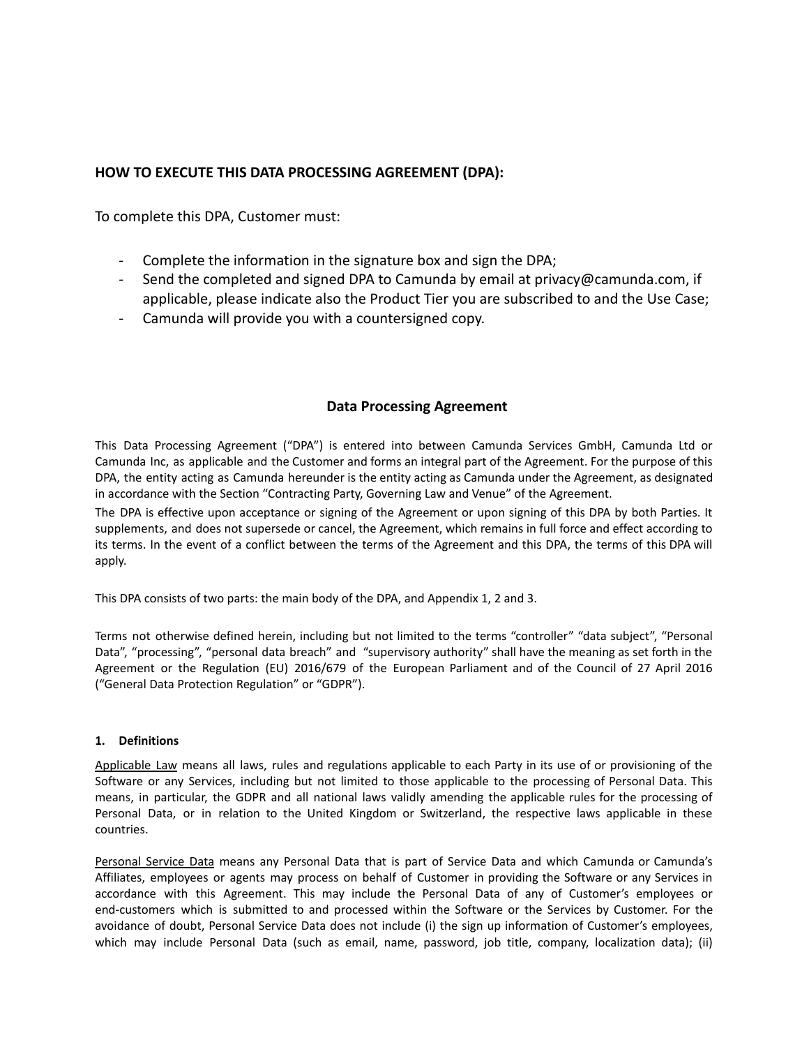**HOW TO EXECUTE THIS DATA PROCESSING AGREEMENT (DPA):**

To complete this DPA, Customer must:

- Complete the information in the signature box and sign the DPA;
- Send the completed and signed DPA to Camunda by email at privacy@camunda.com, if applicable, please indicate also the Product Tier you are subscribed to and the Use Case;
- Camunda will provide you with a countersigned copy.

## Data Processing Agreement

This Data Processing Agreement ("DPA") is entered into between Camunda Services GmbH, Camunda Ltd or Camunda Inc, as applicable and the Customer and forms an integral part of the Agreement. For the purpose of this DPA, the entity acting as Camunda hereunder is the entity acting as Camunda under the Agreement, as designated in accordance with the Section "Contracting Party, Governing Law and Venue" of the Agreement.

The DPA is effective upon acceptance or signing of the Agreement or upon signing of this DPA by both Parties. It supplements, and does not supersede or cancel, the Agreement, which remains in full force and effect according to its terms. In the event of a conflict between the terms of the Agreement and this DPA, the terms of this DPA will apply.

This DPA consists of two parts: the main body of the DPA, and Appendix 1, 2 and 3.

Terms not otherwise defined herein, including but not limited to the terms "controller" "data subject", "Personal Data", "processing", "personal data breach" and "supervisory authority" shall have the meaning as set forth in the Agreement or the Regulation (EU) 2016/679 of the European Parliament and of the Council of 27 April 2016 ("General Data Protection Regulation" or "GDPR").

### 1. Definitions

Applicable Law means all laws, rules and regulations applicable to each Party in its use of or provisioning of the Software or any Services, including but not limited to those applicable to the processing of Personal Data. This means, in particular, the GDPR and all national laws validly amending the applicable rules for the processing of Personal Data, or in relation to the United Kingdom or Switzerland, the respective laws applicable in these countries.

Personal Service Data means any Personal Data that is part of Service Data and which Camunda or Camunda's Affiliates, employees or agents may process on behalf of Customer in providing the Software or any Services in accordance with this Agreement. This may include the Personal Data of any of Customer's employees or end-customers which is submitted to and processed within the Software or the Services by Customer. For the avoidance of doubt, Personal Service Data does not include (i) the sign up information of Customer's employees, which may include Personal Data (such as email, name, password, job title, company, localization data); (ii)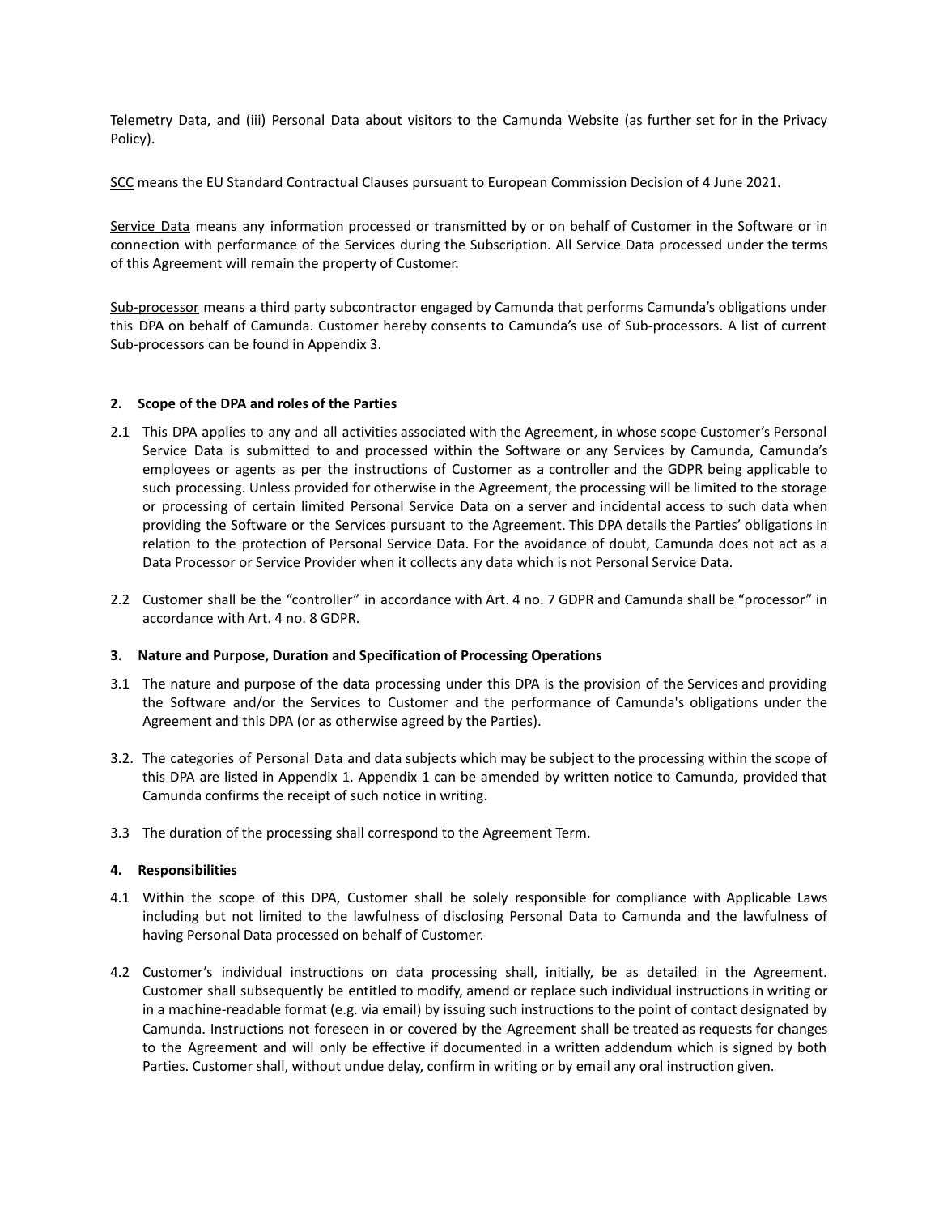Telemetry Data, and (iii) Personal Data about visitors to the Camunda Website (as further set for in the Privacy Policy).

SCC means the EU Standard Contractual Clauses pursuant to European Commission Decision of 4 June 2021.

Service Data means any information processed or transmitted by or on behalf of Customer in the Software or in connection with performance of the Services during the Subscription. All Service Data processed under the terms of this Agreement will remain the property of Customer.

Sub-processor means a third party subcontractor engaged by Camunda that performs Camunda's obligations under this DPA on behalf of Camunda. Customer hereby consents to Camunda's use of Sub-processors. A list of current Sub-processors can be found in Appendix 3.

**2. Scope of the DPA and roles of the Parties**

2.1 This DPA applies to any and all activities associated with the Agreement, in whose scope Customer's Personal Service Data is submitted to and processed within the Software or any Services by Camunda, Camunda's employees or agents as per the instructions of Customer as a controller and the GDPR being applicable to such processing. Unless provided for otherwise in the Agreement, the processing will be limited to the storage or processing of certain limited Personal Service Data on a server and incidental access to such data when providing the Software or the Services pursuant to the Agreement. This DPA details the Parties' obligations in relation to the protection of Personal Service Data. For the avoidance of doubt, Camunda does not act as a Data Processor or Service Provider when it collects any data which is not Personal Service Data.

2.2 Customer shall be the "controller" in accordance with Art. 4 no. 7 GDPR and Camunda shall be "processor" in accordance with Art. 4 no. 8 GDPR.

**3. Nature and Purpose, Duration and Specification of Processing Operations**

3.1 The nature and purpose of the data processing under this DPA is the provision of the Services and providing the Software and/or the Services to Customer and the performance of Camunda's obligations under the Agreement and this DPA (or as otherwise agreed by the Parties).

3.2. The categories of Personal Data and data subjects which may be subject to the processing within the scope of this DPA are listed in Appendix 1. Appendix 1 can be amended by written notice to Camunda, provided that Camunda confirms the receipt of such notice in writing.

3.3 The duration of the processing shall correspond to the Agreement Term.

**4. Responsibilities**

4.1 Within the scope of this DPA, Customer shall be solely responsible for compliance with Applicable Laws including but not limited to the lawfulness of disclosing Personal Data to Camunda and the lawfulness of having Personal Data processed on behalf of Customer.

4.2 Customer's individual instructions on data processing shall, initially, be as detailed in the Agreement. Customer shall subsequently be entitled to modify, amend or replace such individual instructions in writing or in a machine-readable format (e.g. via email) by issuing such instructions to the point of contact designated by Camunda. Instructions not foreseen in or covered by the Agreement shall be treated as requests for changes to the Agreement and will only be effective if documented in a written addendum which is signed by both Parties. Customer shall, without undue delay, confirm in writing or by email any oral instruction given.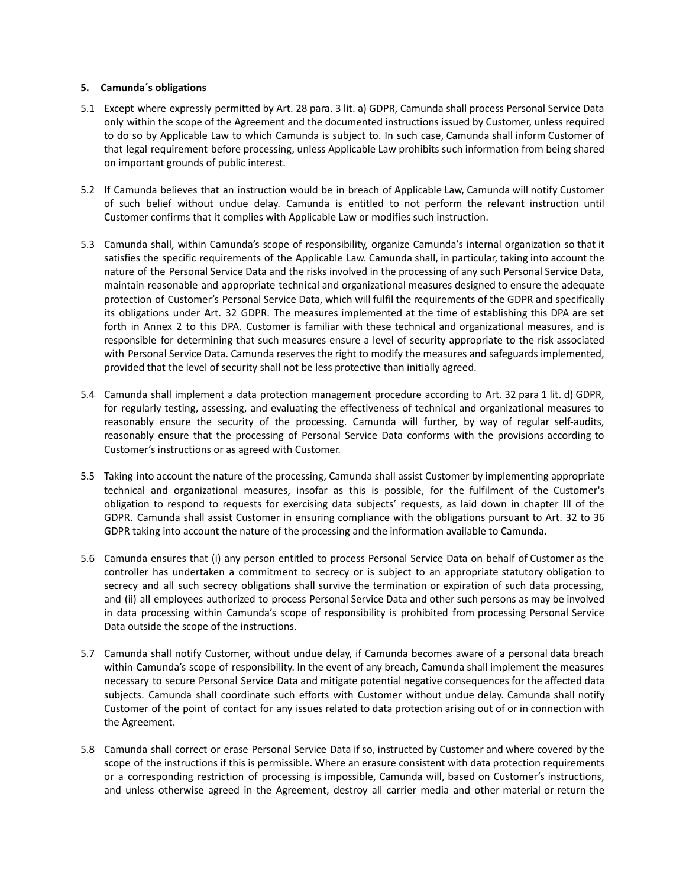## 5. Camunda´s obligations

5.1 Except where expressly permitted by Art. 28 para. 3 lit. a) GDPR, Camunda shall process Personal Service Data only within the scope of the Agreement and the documented instructions issued by Customer, unless required to do so by Applicable Law to which Camunda is subject to. In such case, Camunda shall inform Customer of that legal requirement before processing, unless Applicable Law prohibits such information from being shared on important grounds of public interest.

5.2 If Camunda believes that an instruction would be in breach of Applicable Law, Camunda will notify Customer of such belief without undue delay. Camunda is entitled to not perform the relevant instruction until Customer confirms that it complies with Applicable Law or modifies such instruction.

5.3 Camunda shall, within Camunda's scope of responsibility, organize Camunda's internal organization so that it satisfies the specific requirements of the Applicable Law. Camunda shall, in particular, taking into account the nature of the Personal Service Data and the risks involved in the processing of any such Personal Service Data, maintain reasonable and appropriate technical and organizational measures designed to ensure the adequate protection of Customer's Personal Service Data, which will fulfil the requirements of the GDPR and specifically its obligations under Art. 32 GDPR. The measures implemented at the time of establishing this DPA are set forth in Annex 2 to this DPA. Customer is familiar with these technical and organizational measures, and is responsible for determining that such measures ensure a level of security appropriate to the risk associated with Personal Service Data. Camunda reserves the right to modify the measures and safeguards implemented, provided that the level of security shall not be less protective than initially agreed.

5.4 Camunda shall implement a data protection management procedure according to Art. 32 para 1 lit. d) GDPR, for regularly testing, assessing, and evaluating the effectiveness of technical and organizational measures to reasonably ensure the security of the processing. Camunda will further, by way of regular self-audits, reasonably ensure that the processing of Personal Service Data conforms with the provisions according to Customer's instructions or as agreed with Customer.

5.5 Taking into account the nature of the processing, Camunda shall assist Customer by implementing appropriate technical and organizational measures, insofar as this is possible, for the fulfilment of the Customer's obligation to respond to requests for exercising data subjects' requests, as laid down in chapter III of the GDPR. Camunda shall assist Customer in ensuring compliance with the obligations pursuant to Art. 32 to 36 GDPR taking into account the nature of the processing and the information available to Camunda.

5.6 Camunda ensures that (i) any person entitled to process Personal Service Data on behalf of Customer as the controller has undertaken a commitment to secrecy or is subject to an appropriate statutory obligation to secrecy and all such secrecy obligations shall survive the termination or expiration of such data processing, and (ii) all employees authorized to process Personal Service Data and other such persons as may be involved in data processing within Camunda's scope of responsibility is prohibited from processing Personal Service Data outside the scope of the instructions.

5.7 Camunda shall notify Customer, without undue delay, if Camunda becomes aware of a personal data breach within Camunda's scope of responsibility. In the event of any breach, Camunda shall implement the measures necessary to secure Personal Service Data and mitigate potential negative consequences for the affected data subjects. Camunda shall coordinate such efforts with Customer without undue delay. Camunda shall notify Customer of the point of contact for any issues related to data protection arising out of or in connection with the Agreement.

5.8 Camunda shall correct or erase Personal Service Data if so, instructed by Customer and where covered by the scope of the instructions if this is permissible. Where an erasure consistent with data protection requirements or a corresponding restriction of processing is impossible, Camunda will, based on Customer's instructions, and unless otherwise agreed in the Agreement, destroy all carrier media and other material or return the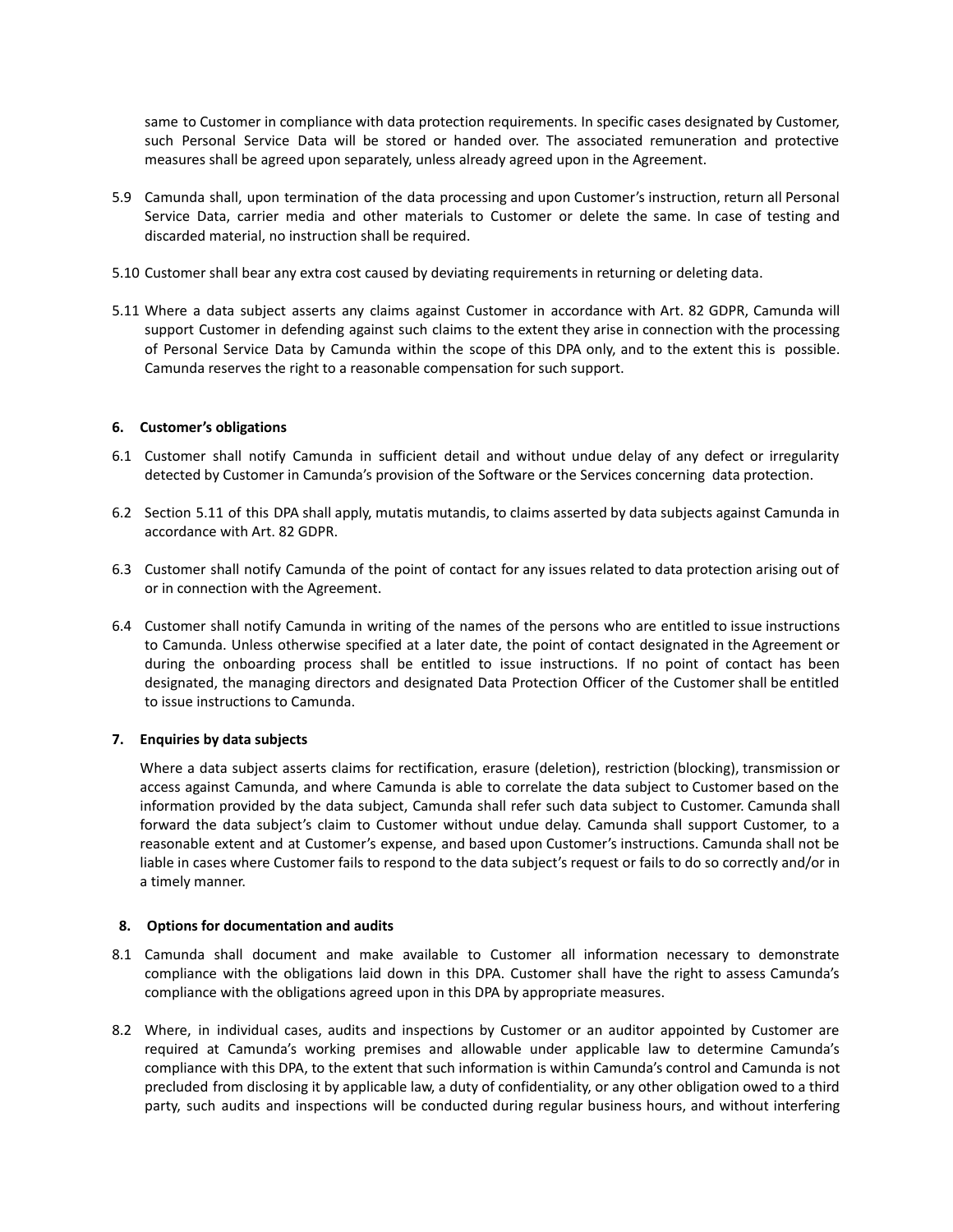same to Customer in compliance with data protection requirements. In specific cases designated by Customer, such Personal Service Data will be stored or handed over. The associated remuneration and protective measures shall be agreed upon separately, unless already agreed upon in the Agreement.

5.9 Camunda shall, upon termination of the data processing and upon Customer's instruction, return all Personal Service Data, carrier media and other materials to Customer or delete the same. In case of testing and discarded material, no instruction shall be required.

5.10 Customer shall bear any extra cost caused by deviating requirements in returning or deleting data.

5.11 Where a data subject asserts any claims against Customer in accordance with Art. 82 GDPR, Camunda will support Customer in defending against such claims to the extent they arise in connection with the processing of Personal Service Data by Camunda within the scope of this DPA only, and to the extent this is possible. Camunda reserves the right to a reasonable compensation for such support.

## 6. Customer's obligations

6.1 Customer shall notify Camunda in sufficient detail and without undue delay of any defect or irregularity detected by Customer in Camunda's provision of the Software or the Services concerning data protection.

6.2 Section 5.11 of this DPA shall apply, mutatis mutandis, to claims asserted by data subjects against Camunda in accordance with Art. 82 GDPR.

6.3 Customer shall notify Camunda of the point of contact for any issues related to data protection arising out of or in connection with the Agreement.

6.4 Customer shall notify Camunda in writing of the names of the persons who are entitled to issue instructions to Camunda. Unless otherwise specified at a later date, the point of contact designated in the Agreement or during the onboarding process shall be entitled to issue instructions. If no point of contact has been designated, the managing directors and designated Data Protection Officer of the Customer shall be entitled to issue instructions to Camunda.

## 7. Enquiries by data subjects

Where a data subject asserts claims for rectification, erasure (deletion), restriction (blocking), transmission or access against Camunda, and where Camunda is able to correlate the data subject to Customer based on the information provided by the data subject, Camunda shall refer such data subject to Customer. Camunda shall forward the data subject's claim to Customer without undue delay. Camunda shall support Customer, to a reasonable extent and at Customer's expense, and based upon Customer's instructions. Camunda shall not be liable in cases where Customer fails to respond to the data subject's request or fails to do so correctly and/or in a timely manner.

## 8. Options for documentation and audits

8.1 Camunda shall document and make available to Customer all information necessary to demonstrate compliance with the obligations laid down in this DPA. Customer shall have the right to assess Camunda's compliance with the obligations agreed upon in this DPA by appropriate measures.

8.2 Where, in individual cases, audits and inspections by Customer or an auditor appointed by Customer are required at Camunda's working premises and allowable under applicable law to determine Camunda's compliance with this DPA, to the extent that such information is within Camunda's control and Camunda is not precluded from disclosing it by applicable law, a duty of confidentiality, or any other obligation owed to a third party, such audits and inspections will be conducted during regular business hours, and without interfering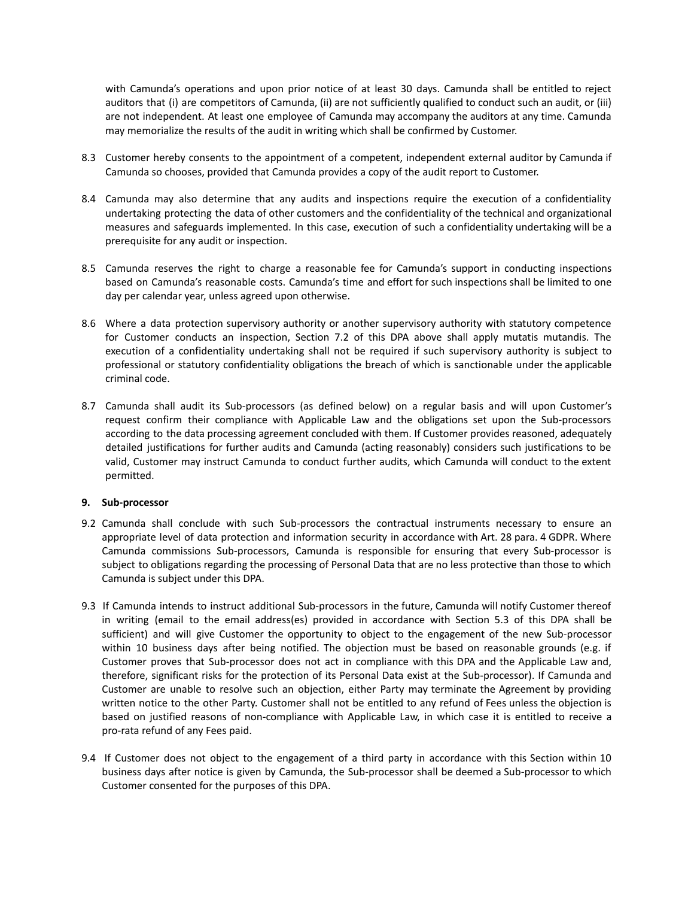with Camunda's operations and upon prior notice of at least 30 days. Camunda shall be entitled to reject auditors that (i) are competitors of Camunda, (ii) are not sufficiently qualified to conduct such an audit, or (iii) are not independent. At least one employee of Camunda may accompany the auditors at any time. Camunda may memorialize the results of the audit in writing which shall be confirmed by Customer.

8.3 Customer hereby consents to the appointment of a competent, independent external auditor by Camunda if Camunda so chooses, provided that Camunda provides a copy of the audit report to Customer.

8.4 Camunda may also determine that any audits and inspections require the execution of a confidentiality undertaking protecting the data of other customers and the confidentiality of the technical and organizational measures and safeguards implemented. In this case, execution of such a confidentiality undertaking will be a prerequisite for any audit or inspection.

8.5 Camunda reserves the right to charge a reasonable fee for Camunda's support in conducting inspections based on Camunda's reasonable costs. Camunda's time and effort for such inspections shall be limited to one day per calendar year, unless agreed upon otherwise.

8.6 Where a data protection supervisory authority or another supervisory authority with statutory competence for Customer conducts an inspection, Section 7.2 of this DPA above shall apply mutatis mutandis. The execution of a confidentiality undertaking shall not be required if such supervisory authority is subject to professional or statutory confidentiality obligations the breach of which is sanctionable under the applicable criminal code.

8.7 Camunda shall audit its Sub-processors (as defined below) on a regular basis and will upon Customer's request confirm their compliance with Applicable Law and the obligations set upon the Sub-processors according to the data processing agreement concluded with them. If Customer provides reasoned, adequately detailed justifications for further audits and Camunda (acting reasonably) considers such justifications to be valid, Customer may instruct Camunda to conduct further audits, which Camunda will conduct to the extent permitted.

**9. Sub-processor**

9.2 Camunda shall conclude with such Sub-processors the contractual instruments necessary to ensure an appropriate level of data protection and information security in accordance with Art. 28 para. 4 GDPR. Where Camunda commissions Sub-processors, Camunda is responsible for ensuring that every Sub-processor is subject to obligations regarding the processing of Personal Data that are no less protective than those to which Camunda is subject under this DPA.

9.3 If Camunda intends to instruct additional Sub-processors in the future, Camunda will notify Customer thereof in writing (email to the email address(es) provided in accordance with Section 5.3 of this DPA shall be sufficient) and will give Customer the opportunity to object to the engagement of the new Sub-processor within 10 business days after being notified. The objection must be based on reasonable grounds (e.g. if Customer proves that Sub-processor does not act in compliance with this DPA and the Applicable Law and, therefore, significant risks for the protection of its Personal Data exist at the Sub-processor). If Camunda and Customer are unable to resolve such an objection, either Party may terminate the Agreement by providing written notice to the other Party. Customer shall not be entitled to any refund of Fees unless the objection is based on justified reasons of non-compliance with Applicable Law, in which case it is entitled to receive a pro-rata refund of any Fees paid.

9.4 If Customer does not object to the engagement of a third party in accordance with this Section within 10 business days after notice is given by Camunda, the Sub-processor shall be deemed a Sub-processor to which Customer consented for the purposes of this DPA.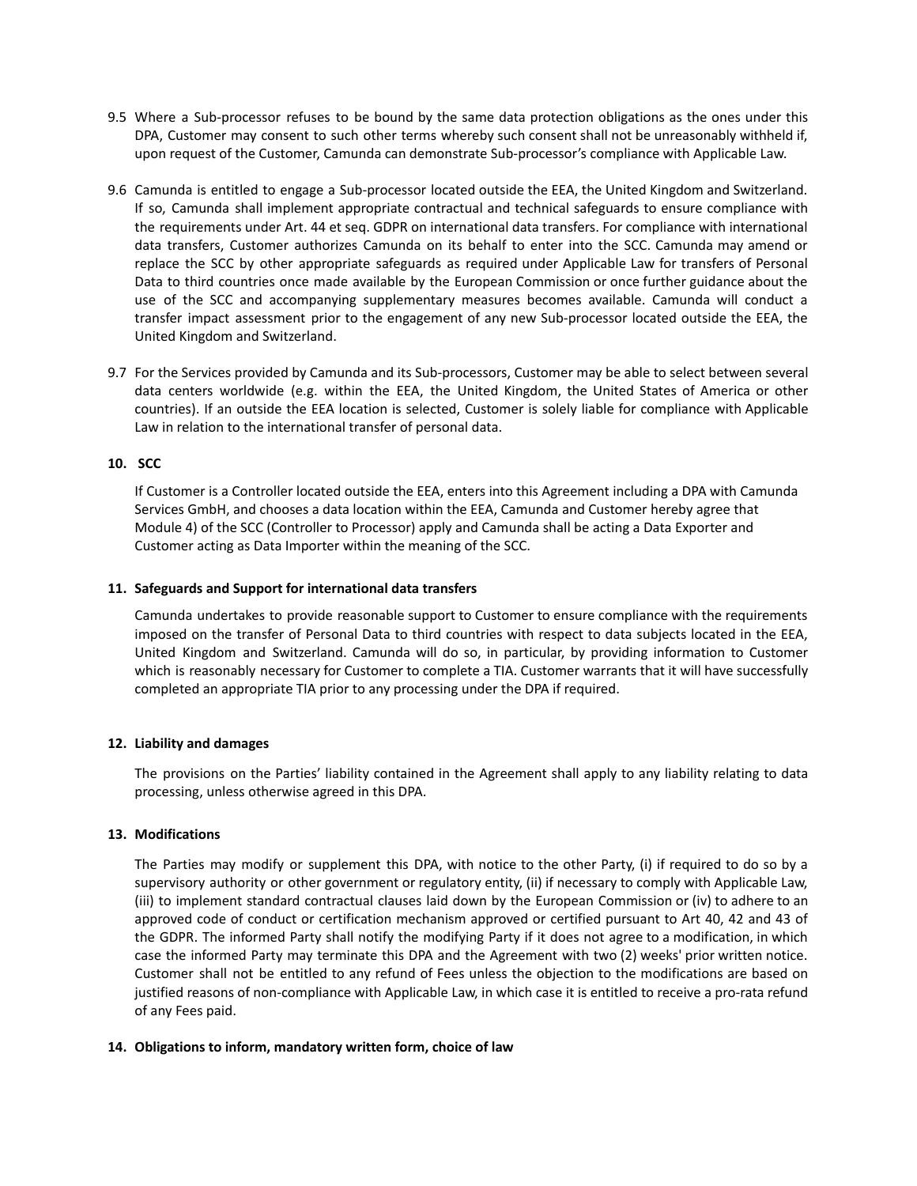9.5 Where a Sub-processor refuses to be bound by the same data protection obligations as the ones under this DPA, Customer may consent to such other terms whereby such consent shall not be unreasonably withheld if, upon request of the Customer, Camunda can demonstrate Sub-processor's compliance with Applicable Law.

9.6 Camunda is entitled to engage a Sub-processor located outside the EEA, the United Kingdom and Switzerland. If so, Camunda shall implement appropriate contractual and technical safeguards to ensure compliance with the requirements under Art. 44 et seq. GDPR on international data transfers. For compliance with international data transfers, Customer authorizes Camunda on its behalf to enter into the SCC. Camunda may amend or replace the SCC by other appropriate safeguards as required under Applicable Law for transfers of Personal Data to third countries once made available by the European Commission or once further guidance about the use of the SCC and accompanying supplementary measures becomes available. Camunda will conduct a transfer impact assessment prior to the engagement of any new Sub-processor located outside the EEA, the United Kingdom and Switzerland.

9.7 For the Services provided by Camunda and its Sub-processors, Customer may be able to select between several data centers worldwide (e.g. within the EEA, the United Kingdom, the United States of America or other countries). If an outside the EEA location is selected, Customer is solely liable for compliance with Applicable Law in relation to the international transfer of personal data.

## 10. SCC

If Customer is a Controller located outside the EEA, enters into this Agreement including a DPA with Camunda Services GmbH, and chooses a data location within the EEA, Camunda and Customer hereby agree that Module 4) of the SCC (Controller to Processor) apply and Camunda shall be acting a Data Exporter and Customer acting as Data Importer within the meaning of the SCC.

## 11. Safeguards and Support for international data transfers

Camunda undertakes to provide reasonable support to Customer to ensure compliance with the requirements imposed on the transfer of Personal Data to third countries with respect to data subjects located in the EEA, United Kingdom and Switzerland. Camunda will do so, in particular, by providing information to Customer which is reasonably necessary for Customer to complete a TIA. Customer warrants that it will have successfully completed an appropriate TIA prior to any processing under the DPA if required.

## 12. Liability and damages

The provisions on the Parties' liability contained in the Agreement shall apply to any liability relating to data processing, unless otherwise agreed in this DPA.

## 13. Modifications

The Parties may modify or supplement this DPA, with notice to the other Party, (i) if required to do so by a supervisory authority or other government or regulatory entity, (ii) if necessary to comply with Applicable Law, (iii) to implement standard contractual clauses laid down by the European Commission or (iv) to adhere to an approved code of conduct or certification mechanism approved or certified pursuant to Art 40, 42 and 43 of the GDPR. The informed Party shall notify the modifying Party if it does not agree to a modification, in which case the informed Party may terminate this DPA and the Agreement with two (2) weeks' prior written notice. Customer shall not be entitled to any refund of Fees unless the objection to the modifications are based on justified reasons of non-compliance with Applicable Law, in which case it is entitled to receive a pro-rata refund of any Fees paid.

## 14. Obligations to inform, mandatory written form, choice of law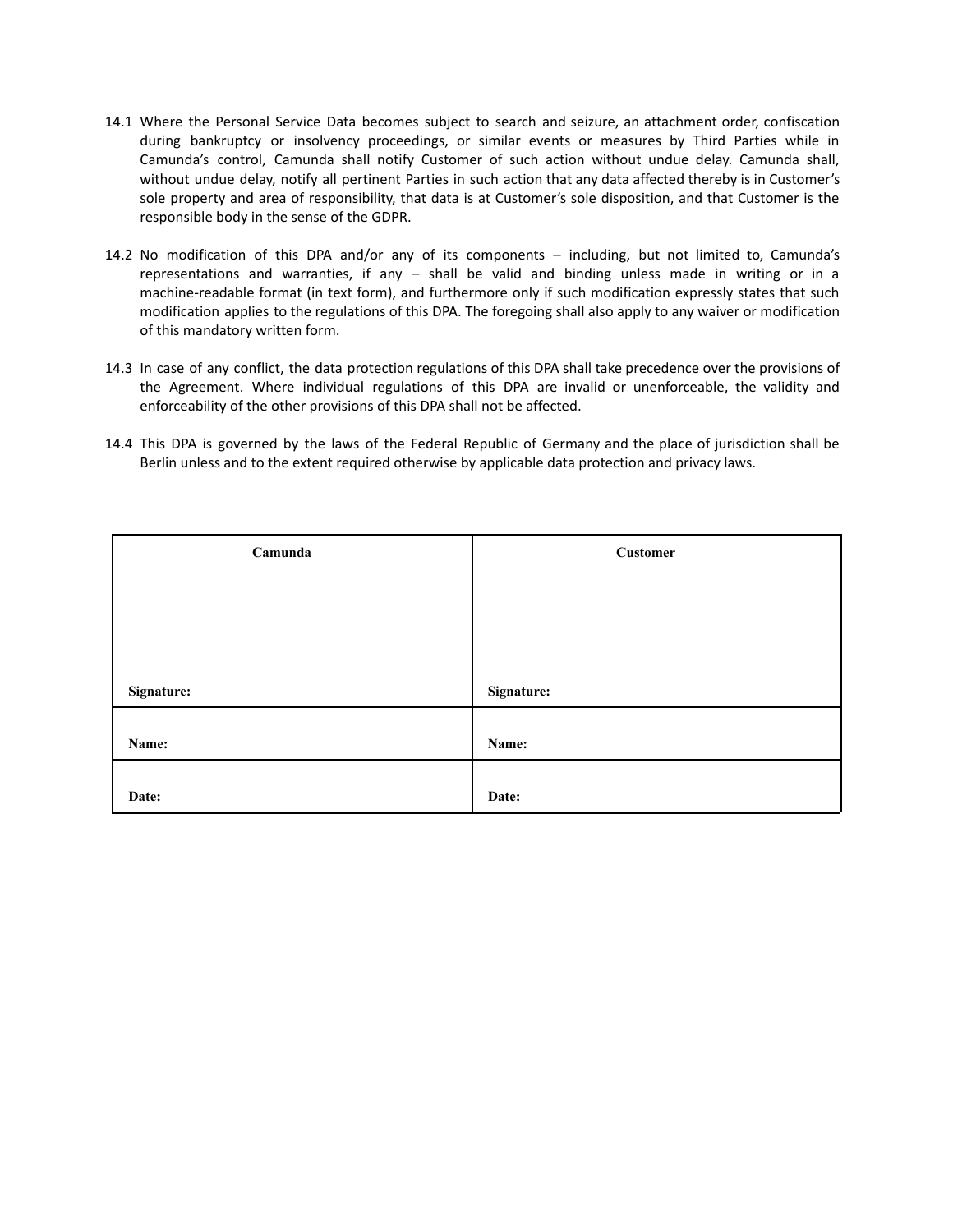14.1 Where the Personal Service Data becomes subject to search and seizure, an attachment order, confiscation during bankruptcy or insolvency proceedings, or similar events or measures by Third Parties while in Camunda's control, Camunda shall notify Customer of such action without undue delay. Camunda shall, without undue delay, notify all pertinent Parties in such action that any data affected thereby is in Customer's sole property and area of responsibility, that data is at Customer's sole disposition, and that Customer is the responsible body in the sense of the GDPR.

14.2 No modification of this DPA and/or any of its components – including, but not limited to, Camunda's representations and warranties, if any – shall be valid and binding unless made in writing or in a machine-readable format (in text form), and furthermore only if such modification expressly states that such modification applies to the regulations of this DPA. The foregoing shall also apply to any waiver or modification of this mandatory written form.

14.3 In case of any conflict, the data protection regulations of this DPA shall take precedence over the provisions of the Agreement. Where individual regulations of this DPA are invalid or unenforceable, the validity and enforceability of the other provisions of this DPA shall not be affected.

14.4 This DPA is governed by the laws of the Federal Republic of Germany and the place of jurisdiction shall be Berlin unless and to the extent required otherwise by applicable data protection and privacy laws.

| **Camunda** | **Customer** |
|---|---|
| **Signature:** | **Signature:** |
| **Name:** | **Name:** |
| **Date:** | **Date:** |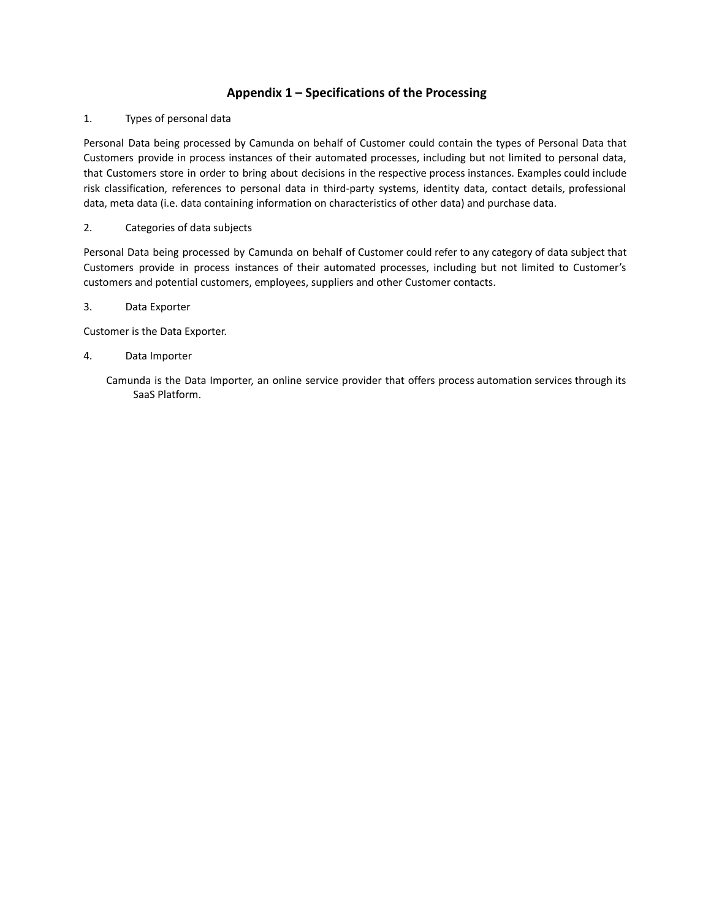## Appendix 1 – Specifications of the Processing

1. Types of personal data

Personal Data being processed by Camunda on behalf of Customer could contain the types of Personal Data that Customers provide in process instances of their automated processes, including but not limited to personal data, that Customers store in order to bring about decisions in the respective process instances. Examples could include risk classification, references to personal data in third-party systems, identity data, contact details, professional data, meta data (i.e. data containing information on characteristics of other data) and purchase data.

2. Categories of data subjects

Personal Data being processed by Camunda on behalf of Customer could refer to any category of data subject that Customers provide in process instances of their automated processes, including but not limited to Customer's customers and potential customers, employees, suppliers and other Customer contacts.

3. Data Exporter

Customer is the Data Exporter.

4. Data Importer

Camunda is the Data Importer, an online service provider that offers process automation services through its SaaS Platform.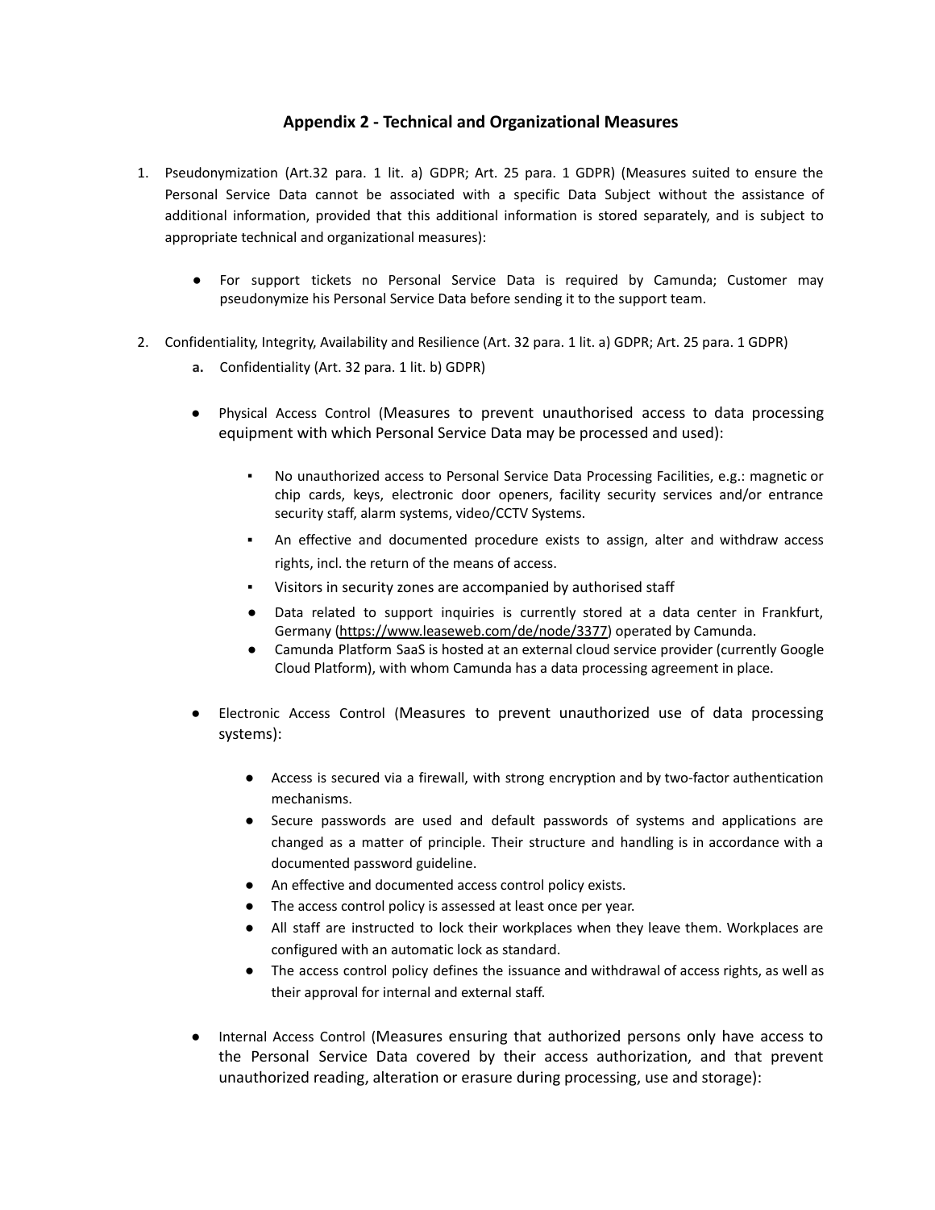## Appendix 2 - Technical and Organizational Measures

1. Pseudonymization (Art.32 para. 1 lit. a) GDPR; Art. 25 para. 1 GDPR) (Measures suited to ensure the Personal Service Data cannot be associated with a specific Data Subject without the assistance of additional information, provided that this additional information is stored separately, and is subject to appropriate technical and organizational measures):

   - For support tickets no Personal Service Data is required by Camunda; Customer may pseudonymize his Personal Service Data before sending it to the support team.

2. Confidentiality, Integrity, Availability and Resilience (Art. 32 para. 1 lit. a) GDPR; Art. 25 para. 1 GDPR)

   **a.** Confidentiality (Art. 32 para. 1 lit. b) GDPR)

   - Physical Access Control (Measures to prevent unauthorised access to data processing equipment with which Personal Service Data may be processed and used):
     - No unauthorized access to Personal Service Data Processing Facilities, e.g.: magnetic or chip cards, keys, electronic door openers, facility security services and/or entrance security staff, alarm systems, video/CCTV Systems.
     - An effective and documented procedure exists to assign, alter and withdraw access rights, incl. the return of the means of access.
     - Visitors in security zones are accompanied by authorised staff
     - Data related to support inquiries is currently stored at a data center in Frankfurt, Germany (https://www.leaseweb.com/de/node/3377) operated by Camunda.
     - Camunda Platform SaaS is hosted at an external cloud service provider (currently Google Cloud Platform), with whom Camunda has a data processing agreement in place.

   - Electronic Access Control (Measures to prevent unauthorized use of data processing systems):
     - Access is secured via a firewall, with strong encryption and by two-factor authentication mechanisms.
     - Secure passwords are used and default passwords of systems and applications are changed as a matter of principle. Their structure and handling is in accordance with a documented password guideline.
     - An effective and documented access control policy exists.
     - The access control policy is assessed at least once per year.
     - All staff are instructed to lock their workplaces when they leave them. Workplaces are configured with an automatic lock as standard.
     - The access control policy defines the issuance and withdrawal of access rights, as well as their approval for internal and external staff.

   - Internal Access Control (Measures ensuring that authorized persons only have access to the Personal Service Data covered by their access authorization, and that prevent unauthorized reading, alteration or erasure during processing, use and storage):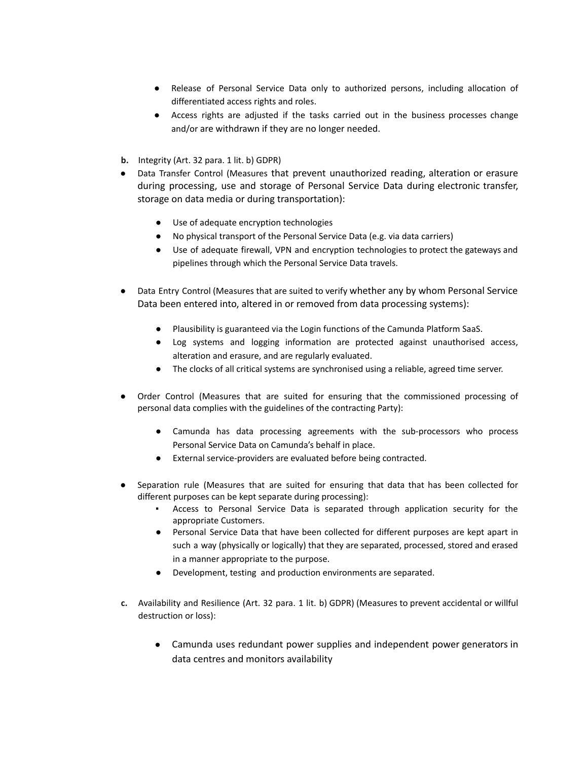- Release of Personal Service Data only to authorized persons, including allocation of differentiated access rights and roles.
- Access rights are adjusted if the tasks carried out in the business processes change and/or are withdrawn if they are no longer needed.

**b.** Integrity (Art. 32 para. 1 lit. b) GDPR)

- Data Transfer Control (Measures that prevent unauthorized reading, alteration or erasure during processing, use and storage of Personal Service Data during electronic transfer, storage on data media or during transportation):
  - Use of adequate encryption technologies
  - No physical transport of the Personal Service Data (e.g. via data carriers)
  - Use of adequate firewall, VPN and encryption technologies to protect the gateways and pipelines through which the Personal Service Data travels.

- Data Entry Control (Measures that are suited to verify whether any by whom Personal Service Data been entered into, altered in or removed from data processing systems):
  - Plausibility is guaranteed via the Login functions of the Camunda Platform SaaS.
  - Log systems and logging information are protected against unauthorised access, alteration and erasure, and are regularly evaluated.
  - The clocks of all critical systems are synchronised using a reliable, agreed time server.

- Order Control (Measures that are suited for ensuring that the commissioned processing of personal data complies with the guidelines of the contracting Party):
  - Camunda has data processing agreements with the sub-processors who process Personal Service Data on Camunda's behalf in place.
  - External service-providers are evaluated before being contracted.

- Separation rule (Measures that are suited for ensuring that data that has been collected for different purposes can be kept separate during processing):
  - Access to Personal Service Data is separated through application security for the appropriate Customers.
  - Personal Service Data that have been collected for different purposes are kept apart in such a way (physically or logically) that they are separated, processed, stored and erased in a manner appropriate to the purpose.
  - Development, testing and production environments are separated.

**c.** Availability and Resilience (Art. 32 para. 1 lit. b) GDPR) (Measures to prevent accidental or willful destruction or loss):

- Camunda uses redundant power supplies and independent power generators in data centres and monitors availability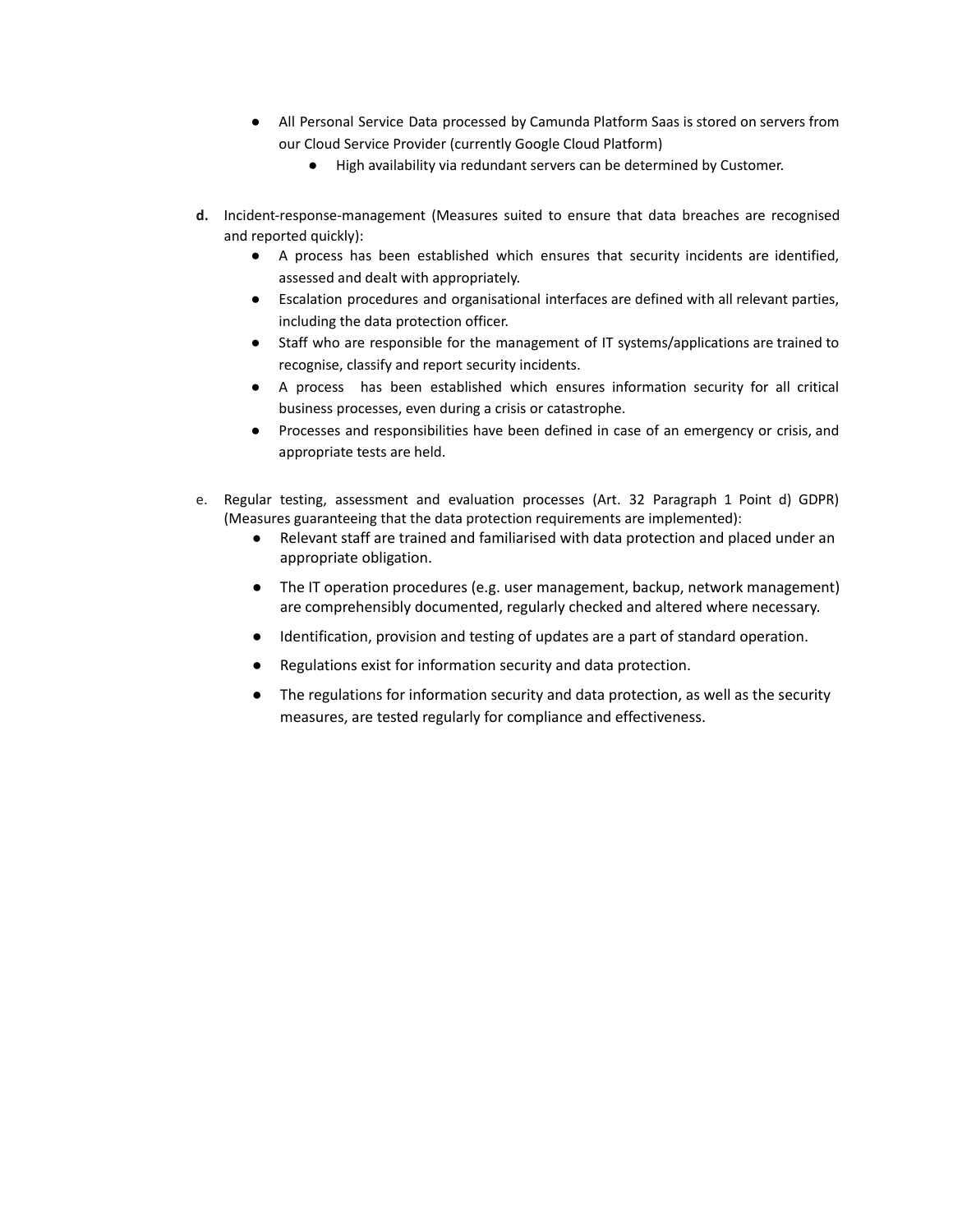- All Personal Service Data processed by Camunda Platform Saas is stored on servers from our Cloud Service Provider (currently Google Cloud Platform)
    - High availability via redundant servers can be determined by Customer.

**d.** Incident-response-management (Measures suited to ensure that data breaches are recognised and reported quickly):

- A process has been established which ensures that security incidents are identified, assessed and dealt with appropriately.
- Escalation procedures and organisational interfaces are defined with all relevant parties, including the data protection officer.
- Staff who are responsible for the management of IT systems/applications are trained to recognise, classify and report security incidents.
- A process has been established which ensures information security for all critical business processes, even during a crisis or catastrophe.
- Processes and responsibilities have been defined in case of an emergency or crisis, and appropriate tests are held.

e. Regular testing, assessment and evaluation processes (Art. 32 Paragraph 1 Point d) GDPR) (Measures guaranteeing that the data protection requirements are implemented):

- Relevant staff are trained and familiarised with data protection and placed under an appropriate obligation.
- The IT operation procedures (e.g. user management, backup, network management) are comprehensibly documented, regularly checked and altered where necessary.
- Identification, provision and testing of updates are a part of standard operation.
- Regulations exist for information security and data protection.
- The regulations for information security and data protection, as well as the security measures, are tested regularly for compliance and effectiveness.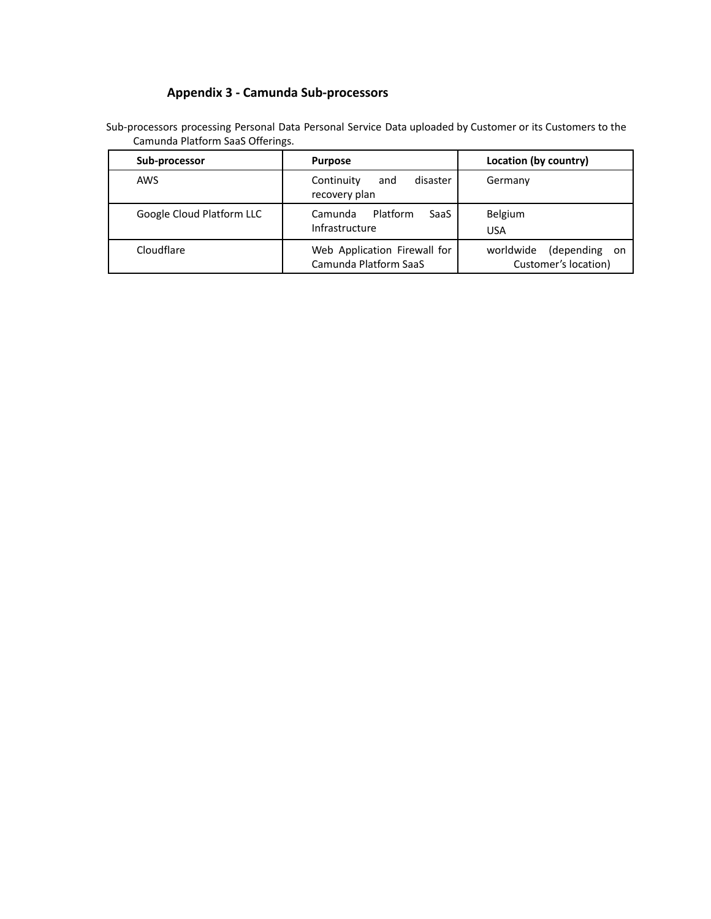## Appendix 3 - Camunda Sub-processors

Sub-processors processing Personal Data Personal Service Data uploaded by Customer or its Customers to the Camunda Platform SaaS Offerings.

| Sub-processor | Purpose | Location (by country) |
|---|---|---|
| AWS | Continuity and disaster recovery plan | Germany |
| Google Cloud Platform LLC | Camunda Platform SaaS Infrastructure | Belgium<br>USA |
| Cloudflare | Web Application Firewall for Camunda Platform SaaS | worldwide (depending on Customer's location) |